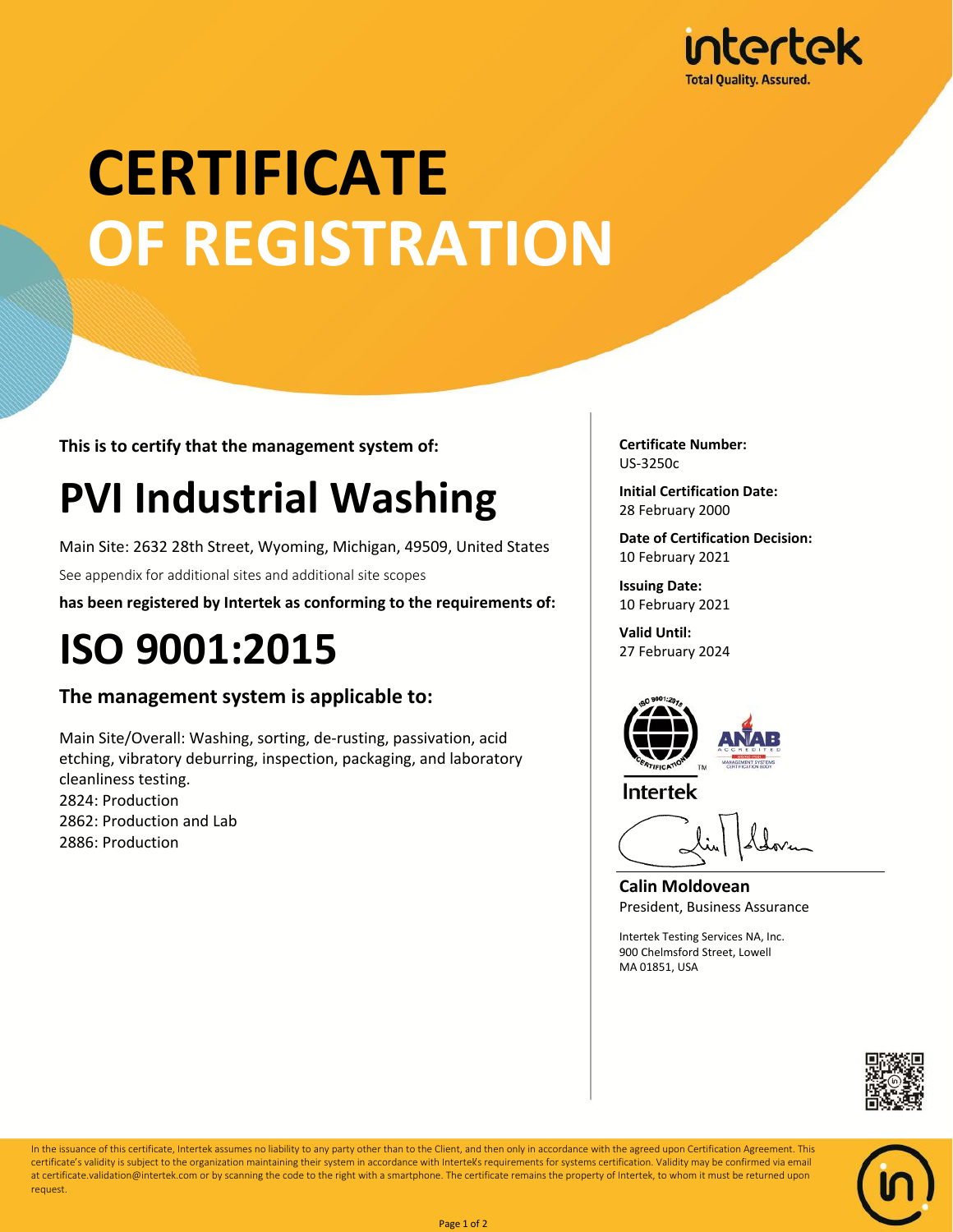intertek
Total Quality. Assured.

# CERTIFICATE OF REGISTRATION

**This is to certify that the management system of:**

## PVI Industrial Washing

Main Site: 2632 28th Street, Wyoming, Michigan, 49509, United States

See appendix for additional sites and additional site scopes

**has been registered by Intertek as conforming to the requirements of:**

# ISO 9001:2015

### The management system is applicable to:

Main Site/Overall: Washing, sorting, de-rusting, passivation, acid etching, vibratory deburring, inspection, packaging, and laboratory cleanliness testing.
2824: Production
2862: Production and Lab
2886: Production

**Certificate Number:**
US-3250c

**Initial Certification Date:**
28 February 2000

**Date of Certification Decision:**
10 February 2021

**Issuing Date:**
10 February 2021

**Valid Until:**
27 February 2024

Intertek

**Calin Moldovean**
President, Business Assurance

Intertek Testing Services NA, Inc.
900 Chelmsford Street, Lowell
MA 01851, USA

In the issuance of this certificate, Intertek assumes no liability to any party other than to the Client, and then only in accordance with the agreed upon Certification Agreement. This certificate's validity is subject to the organization maintaining their system in accordance with Intertek's requirements for systems certification. Validity may be confirmed via email at certificate.validation@intertek.com or by scanning the code to the right with a smartphone. The certificate remains the property of Intertek, to whom it must be returned upon request.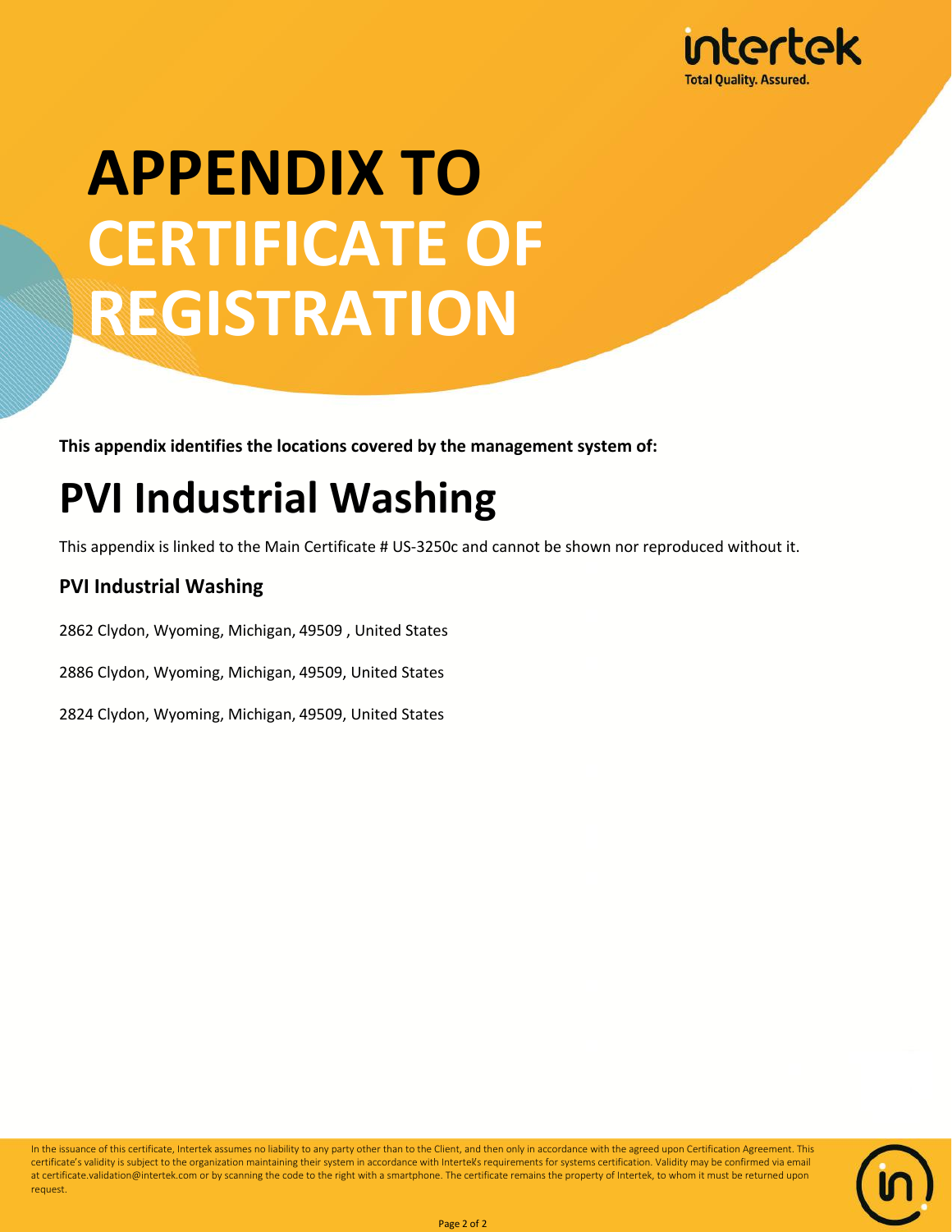intertek

Total Quality. Assured.

# APPENDIX TO CERTIFICATE OF REGISTRATION

**This appendix identifies the locations covered by the management system of:**

# PVI Industrial Washing

This appendix is linked to the Main Certificate # US-3250c and cannot be shown nor reproduced without it.

### PVI Industrial Washing

2862 Clydon, Wyoming, Michigan, 49509 , United States

2886 Clydon, Wyoming, Michigan, 49509, United States

2824 Clydon, Wyoming, Michigan, 49509, United States

In the issuance of this certificate, Intertek assumes no liability to any party other than to the Client, and then only in accordance with the agreed upon Certification Agreement. This certificate's validity is subject to the organization maintaining their system in accordance with Intertek's requirements for systems certification. Validity may be confirmed via email at certificate.validation@intertek.com or by scanning the code to the right with a smartphone. The certificate remains the property of Intertek, to whom it must be returned upon request.